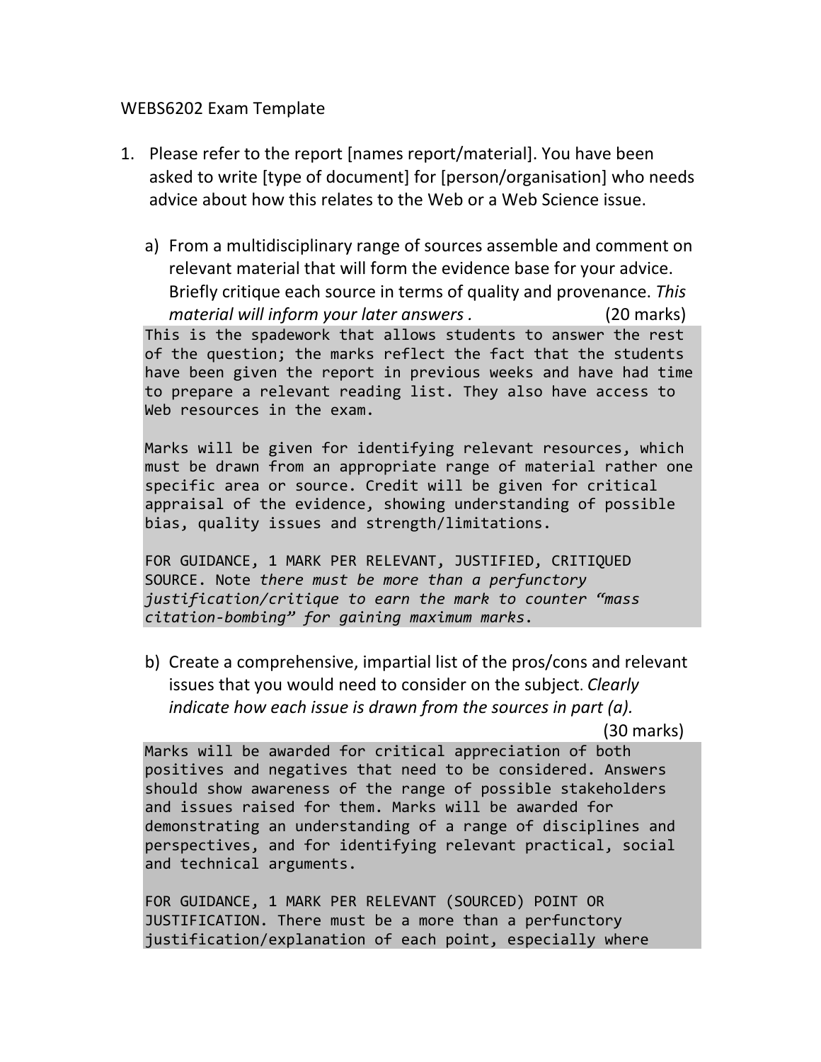WEBS6202 Exam Template

1. Please refer to the report [names report/material]. You have been asked to write [type of document] for [person/organisation] who needs advice about how this relates to the Web or a Web Science issue.

   a) From a multidisciplinary range of sources assemble and comment on relevant material that will form the evidence base for your advice. Briefly critique each source in terms of quality and provenance. *This material will inform your later answers .* (20 marks)

   ```
   This is the spadework that allows students to answer the rest
   of the question; the marks reflect the fact that the students
   have been given the report in previous weeks and have had time
   to prepare a relevant reading list. They also have access to
   Web resources in the exam.

   Marks will be given for identifying relevant resources, which
   must be drawn from an appropriate range of material rather one
   specific area or source. Credit will be given for critical
   appraisal of the evidence, showing understanding of possible
   bias, quality issues and strength/limitations.

   FOR GUIDANCE, 1 MARK PER RELEVANT, JUSTIFIED, CRITIQUED
   SOURCE. Note there must be more than a perfunctory
   justification/critique to earn the mark to counter "mass
   citation-bombing" for gaining maximum marks.
   ```

   b) Create a comprehensive, impartial list of the pros/cons and relevant issues that you would need to consider on the subject. *Clearly indicate how each issue is drawn from the sources in part (a).* (30 marks)

   ```
   Marks will be awarded for critical appreciation of both
   positives and negatives that need to be considered. Answers
   should show awareness of the range of possible stakeholders
   and issues raised for them. Marks will be awarded for
   demonstrating an understanding of a range of disciplines and
   perspectives, and for identifying relevant practical, social
   and technical arguments.

   FOR GUIDANCE, 1 MARK PER RELEVANT (SOURCED) POINT OR
   JUSTIFICATION. There must be a more than a perfunctory
   justification/explanation of each point, especially where
   ```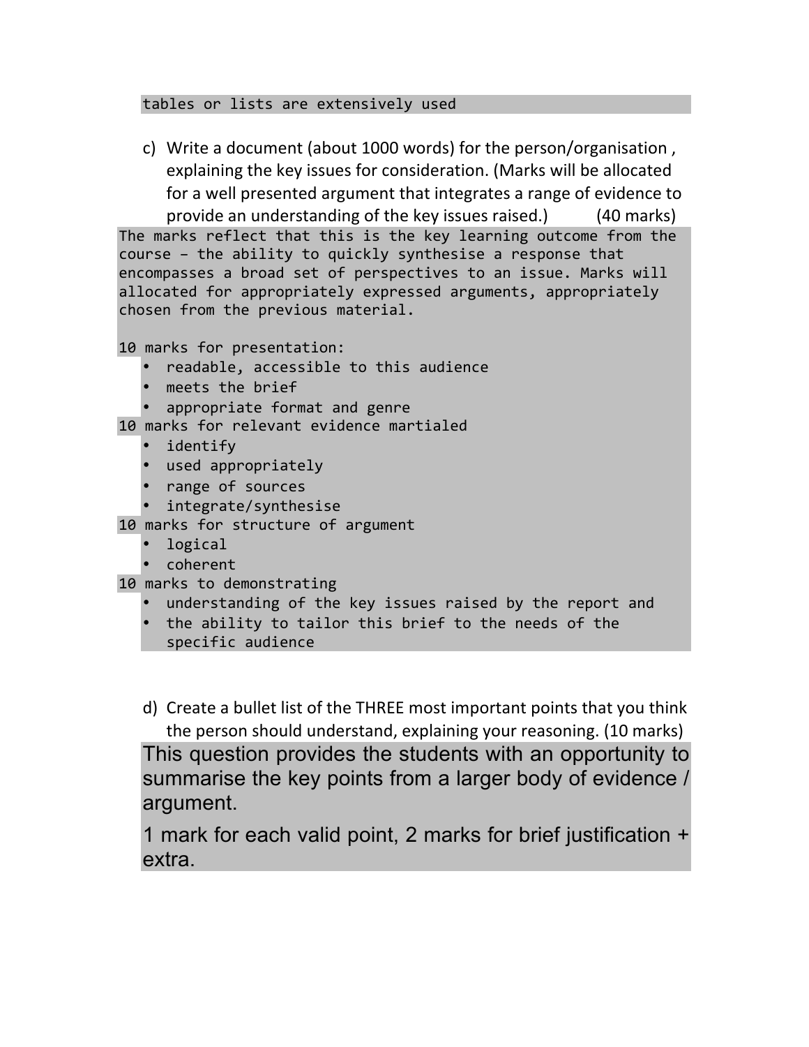tables or lists are extensively used

c) Write a document (about 1000 words) for the person/organisation , explaining the key issues for consideration. (Marks will be allocated for a well presented argument that integrates a range of evidence to provide an understanding of the key issues raised.) (40 marks)

The marks reflect that this is the key learning outcome from the course – the ability to quickly synthesise a response that encompasses a broad set of perspectives to an issue. Marks will allocated for appropriately expressed arguments, appropriately chosen from the previous material.

10 marks for presentation:

- readable, accessible to this audience
- meets the brief
- appropriate format and genre

10 marks for relevant evidence martialed

- identify
- used appropriately
- range of sources
- integrate/synthesise

10 marks for structure of argument

- logical
- coherent

10 marks to demonstrating

- understanding of the key issues raised by the report and
- the ability to tailor this brief to the needs of the specific audience

d) Create a bullet list of the THREE most important points that you think the person should understand, explaining your reasoning. (10 marks)

This question provides the students with an opportunity to summarise the key points from a larger body of evidence / argument.

1 mark for each valid point, 2 marks for brief justification + extra.